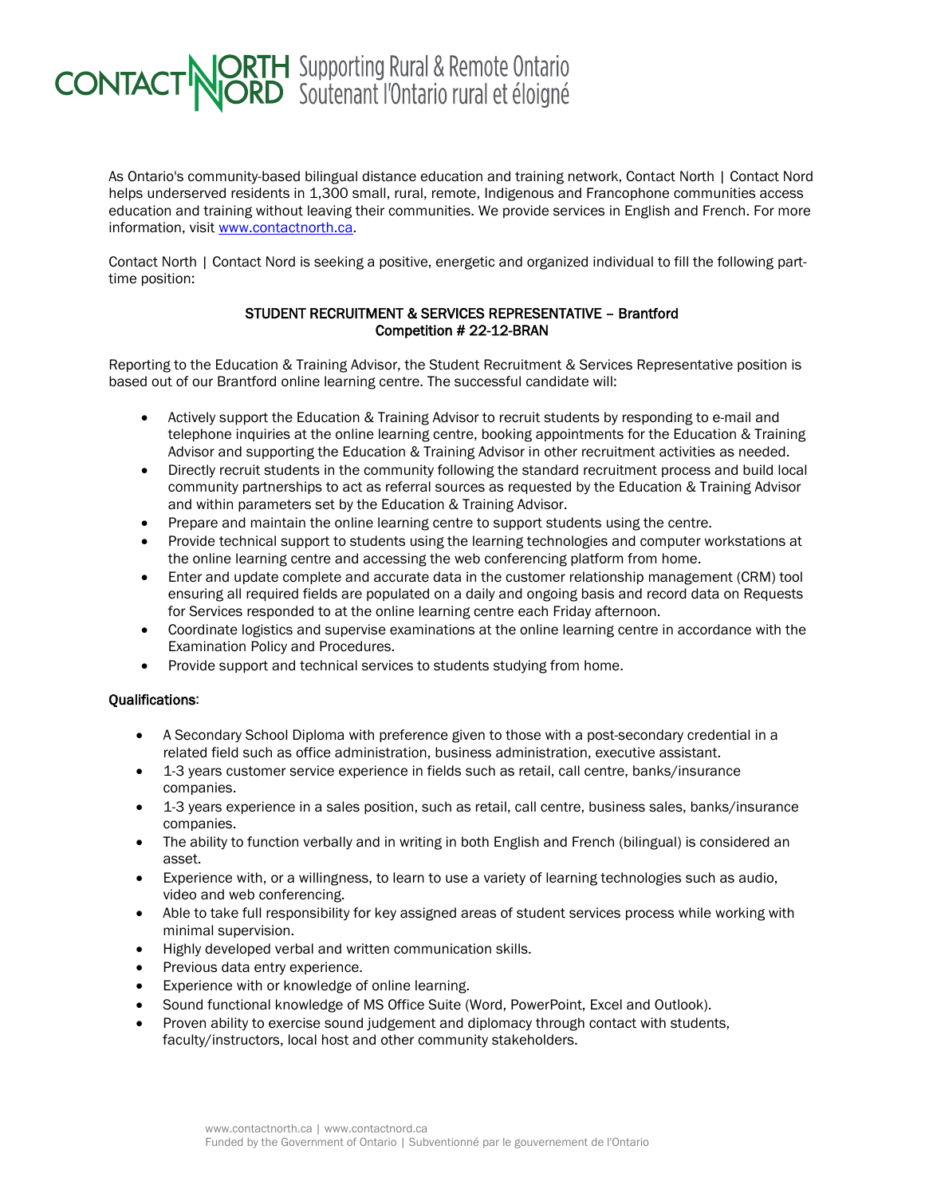CONTACT NORTH | NORD Supporting Rural & Remote Ontario | Soutenant l'Ontario rural et éloigné

As Ontario's community-based bilingual distance education and training network, Contact North | Contact Nord helps underserved residents in 1,300 small, rural, remote, Indigenous and Francophone communities access education and training without leaving their communities. We provide services in English and French. For more information, visit [www.contactnorth.ca](http://www.contactnorth.ca).

Contact North | Contact Nord is seeking a positive, energetic and organized individual to fill the following part-time position:

**STUDENT RECRUITMENT & SERVICES REPRESENTATIVE – Brantford**
**Competition # 22-12-BRAN**

Reporting to the Education & Training Advisor, the Student Recruitment & Services Representative position is based out of our Brantford online learning centre. The successful candidate will:

- Actively support the Education & Training Advisor to recruit students by responding to e-mail and telephone inquiries at the online learning centre, booking appointments for the Education & Training Advisor and supporting the Education & Training Advisor in other recruitment activities as needed.
- Directly recruit students in the community following the standard recruitment process and build local community partnerships to act as referral sources as requested by the Education & Training Advisor and within parameters set by the Education & Training Advisor.
- Prepare and maintain the online learning centre to support students using the centre.
- Provide technical support to students using the learning technologies and computer workstations at the online learning centre and accessing the web conferencing platform from home.
- Enter and update complete and accurate data in the customer relationship management (CRM) tool ensuring all required fields are populated on a daily and ongoing basis and record data on Requests for Services responded to at the online learning centre each Friday afternoon.
- Coordinate logistics and supervise examinations at the online learning centre in accordance with the Examination Policy and Procedures.
- Provide support and technical services to students studying from home.

**Qualifications**:

- A Secondary School Diploma with preference given to those with a post-secondary credential in a related field such as office administration, business administration, executive assistant.
- 1-3 years customer service experience in fields such as retail, call centre, banks/insurance companies.
- 1-3 years experience in a sales position, such as retail, call centre, business sales, banks/insurance companies.
- The ability to function verbally and in writing in both English and French (bilingual) is considered an asset.
- Experience with, or a willingness, to learn to use a variety of learning technologies such as audio, video and web conferencing.
- Able to take full responsibility for key assigned areas of student services process while working with minimal supervision.
- Highly developed verbal and written communication skills.
- Previous data entry experience.
- Experience with or knowledge of online learning.
- Sound functional knowledge of MS Office Suite (Word, PowerPoint, Excel and Outlook).
- Proven ability to exercise sound judgement and diplomacy through contact with students, faculty/instructors, local host and other community stakeholders.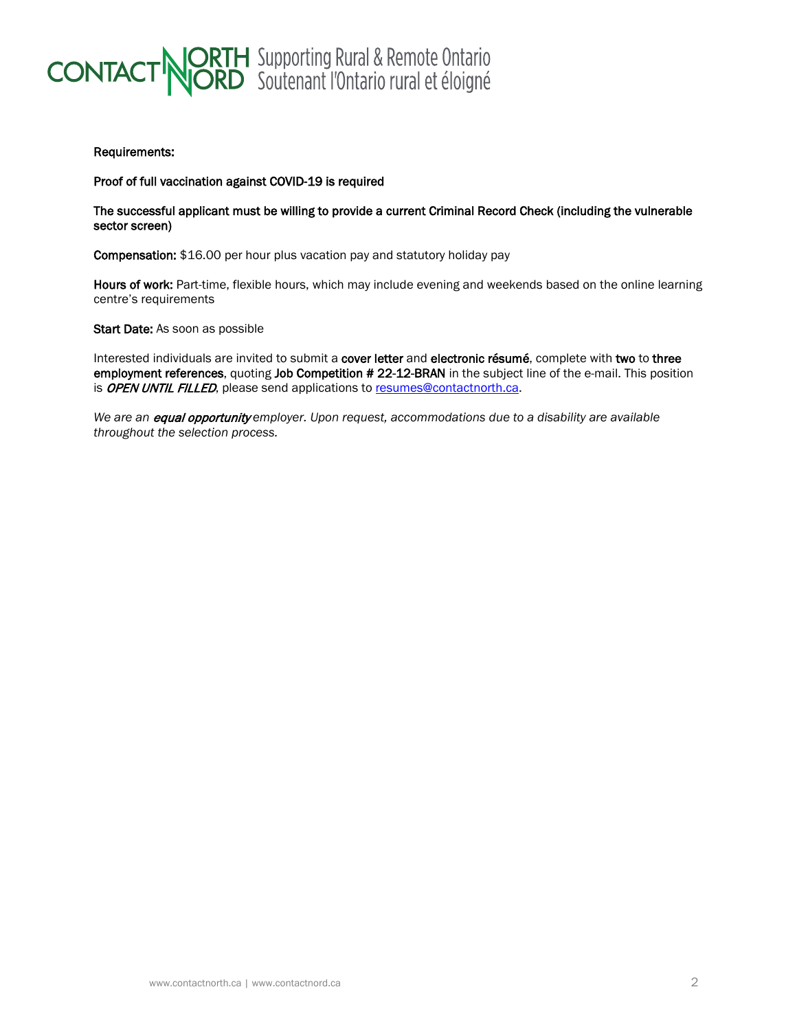**Requirements:**

**Proof of full vaccination against COVID-19 is required**

**The successful applicant must be willing to provide a current Criminal Record Check (including the vulnerable sector screen)**

**Compensation:** $16.00 per hour plus vacation pay and statutory holiday pay

**Hours of work:** Part-time, flexible hours, which may include evening and weekends based on the online learning centre's requirements

**Start Date:** As soon as possible

Interested individuals are invited to submit a **cover letter** and **electronic résumé**, complete with **two** to **three employment references**, quoting **Job Competition # 22-12-BRAN** in the subject line of the e-mail. This position is ***OPEN UNTIL FILLED***, please send applications to resumes@contactnorth.ca.

*We are an* ***equal opportunity*** *employer. Upon request, accommodations due to a disability are available throughout the selection process.*